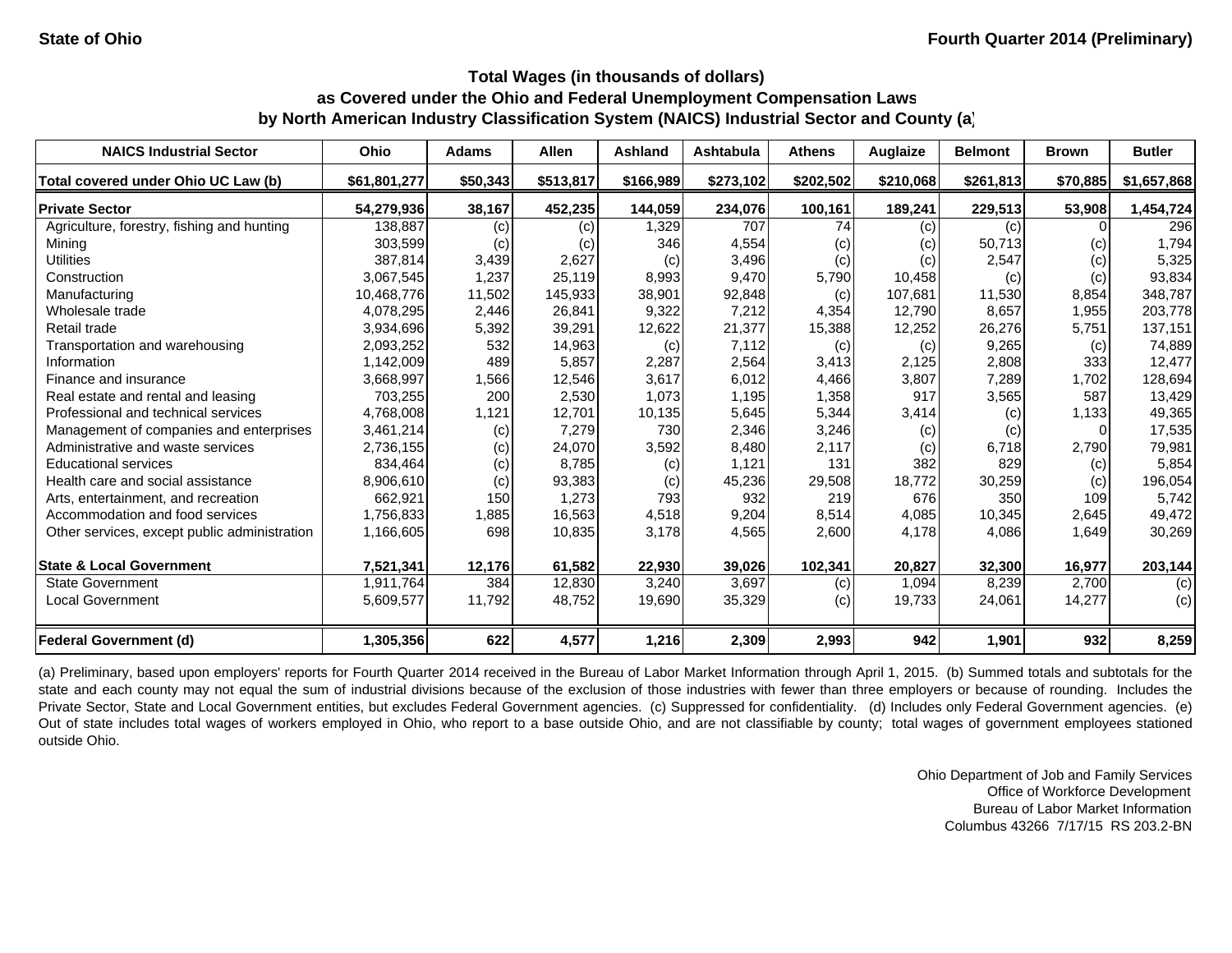State of Ohio

Fourth Quarter 2014 (Preliminary)

## Total Wages (in thousands of dollars) as Covered under the Ohio and Federal Unemployment Compensation Laws by North American Industry Classification System (NAICS) Industrial Sector and County (a)

| NAICS Industrial Sector | Ohio | Adams | Allen | Ashland | Ashtabula | Athens | Auglaize | Belmont | Brown | Butler |
|---|---|---|---|---|---|---|---|---|---|---|
| **Total covered under Ohio UC Law (b)** | **$61,801,277** | **$50,343** | **$513,817** | **$166,989** | **$273,102** | **$202,502** | **$210,068** | **$261,813** | **$70,885** | **$1,657,868** |
| **Private Sector** | **54,279,936** | **38,167** | **452,235** | **144,059** | **234,076** | **100,161** | **189,241** | **229,513** | **53,908** | **1,454,724** |
| Agriculture, forestry, fishing and hunting | 138,887 | (c) | (c) | 1,329 | 707 | 74 | (c) | (c) | 0 | 296 |
| Mining | 303,599 | (c) | (c) | 346 | 4,554 | (c) | (c) | 50,713 | (c) | 1,794 |
| Utilities | 387,814 | 3,439 | 2,627 | (c) | 3,496 | (c) | (c) | 2,547 | (c) | 5,325 |
| Construction | 3,067,545 | 1,237 | 25,119 | 8,993 | 9,470 | 5,790 | 10,458 | (c) | (c) | 93,834 |
| Manufacturing | 10,468,776 | 11,502 | 145,933 | 38,901 | 92,848 | (c) | 107,681 | 11,530 | 8,854 | 348,787 |
| Wholesale trade | 4,078,295 | 2,446 | 26,841 | 9,322 | 7,212 | 4,354 | 12,790 | 8,657 | 1,955 | 203,778 |
| Retail trade | 3,934,696 | 5,392 | 39,291 | 12,622 | 21,377 | 15,388 | 12,252 | 26,276 | 5,751 | 137,151 |
| Transportation and warehousing | 2,093,252 | 532 | 14,963 | (c) | 7,112 | (c) | (c) | 9,265 | (c) | 74,889 |
| Information | 1,142,009 | 489 | 5,857 | 2,287 | 2,564 | 3,413 | 2,125 | 2,808 | 333 | 12,477 |
| Finance and insurance | 3,668,997 | 1,566 | 12,546 | 3,617 | 6,012 | 4,466 | 3,807 | 7,289 | 1,702 | 128,694 |
| Real estate and rental and leasing | 703,255 | 200 | 2,530 | 1,073 | 1,195 | 1,358 | 917 | 3,565 | 587 | 13,429 |
| Professional and technical services | 4,768,008 | 1,121 | 12,701 | 10,135 | 5,645 | 5,344 | 3,414 | (c) | 1,133 | 49,365 |
| Management of companies and enterprises | 3,461,214 | (c) | 7,279 | 730 | 2,346 | 3,246 | (c) | (c) | 0 | 17,535 |
| Administrative and waste services | 2,736,155 | (c) | 24,070 | 3,592 | 8,480 | 2,117 | (c) | 6,718 | 2,790 | 79,981 |
| Educational services | 834,464 | (c) | 8,785 | (c) | 1,121 | 131 | 382 | 829 | (c) | 5,854 |
| Health care and social assistance | 8,906,610 | (c) | 93,383 | (c) | 45,236 | 29,508 | 18,772 | 30,259 | (c) | 196,054 |
| Arts, entertainment, and recreation | 662,921 | 150 | 1,273 | 793 | 932 | 219 | 676 | 350 | 109 | 5,742 |
| Accommodation and food services | 1,756,833 | 1,885 | 16,563 | 4,518 | 9,204 | 8,514 | 4,085 | 10,345 | 2,645 | 49,472 |
| Other services, except public administration | 1,166,605 | 698 | 10,835 | 3,178 | 4,565 | 2,600 | 4,178 | 4,086 | 1,649 | 30,269 |
| **State & Local Government** | **7,521,341** | **12,176** | **61,582** | **22,930** | **39,026** | **102,341** | **20,827** | **32,300** | **16,977** | **203,144** |
| State Government | 1,911,764 | 384 | 12,830 | 3,240 | 3,697 | (c) | 1,094 | 8,239 | 2,700 | (c) |
| Local Government | 5,609,577 | 11,792 | 48,752 | 19,690 | 35,329 | (c) | 19,733 | 24,061 | 14,277 | (c) |
| **Federal Government (d)** | **1,305,356** | **622** | **4,577** | **1,216** | **2,309** | **2,993** | **942** | **1,901** | **932** | **8,259** |

(a) Preliminary, based upon employers' reports for Fourth Quarter 2014 received in the Bureau of Labor Market Information through April 1, 2015. (b) Summed totals and subtotals for the state and each county may not equal the sum of industrial divisions because of the exclusion of those industries with fewer than three employers or because of rounding. Includes the Private Sector, State and Local Government entities, but excludes Federal Government agencies. (c) Suppressed for confidentiality. (d) Includes only Federal Government agencies. (e) Out of state includes total wages of workers employed in Ohio, who report to a base outside Ohio, and are not classifiable by county; total wages of government employees stationed outside Ohio.

Ohio Department of Job and Family Services
Office of Workforce Development
Bureau of Labor Market Information
Columbus 43266 7/17/15 RS 203.2-BN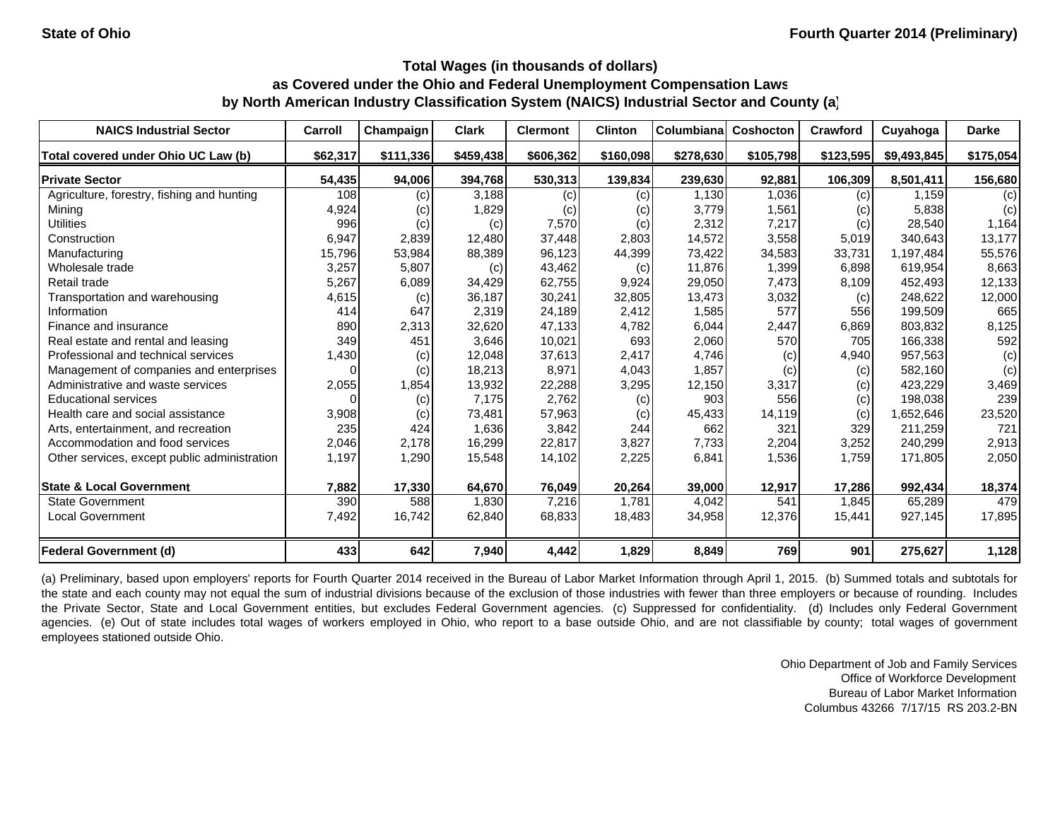State of Ohio — Fourth Quarter 2014 (Preliminary)

### Total Wages (in thousands of dollars) as Covered under the Ohio and Federal Unemployment Compensation Laws by North American Industry Classification System (NAICS) Industrial Sector and County (a)

| NAICS Industrial Sector | Carroll | Champaign | Clark | Clermont | Clinton | Columbiana | Coshocton | Crawford | Cuyahoga | Darke |
|---|---|---|---|---|---|---|---|---|---|---|
| **Total covered under Ohio UC Law (b)** | **$62,317** | **$111,336** | **$459,438** | **$606,362** | **$160,098** | **$278,630** | **$105,798** | **$123,595** | **$9,493,845** | **$175,054** |
| **Private Sector** | **54,435** | **94,006** | **394,768** | **530,313** | **139,834** | **239,630** | **92,881** | **106,309** | **8,501,411** | **156,680** |
| Agriculture, forestry, fishing and hunting | 108 | (c) | 3,188 | (c) | (c) | 1,130 | 1,036 | (c) | 1,159 | (c) |
| Mining | 4,924 | (c) | 1,829 | (c) | (c) | 3,779 | 1,561 | (c) | 5,838 | (c) |
| Utilities | 996 | (c) | (c) | 7,570 | (c) | 2,312 | 7,217 | (c) | 28,540 | 1,164 |
| Construction | 6,947 | 2,839 | 12,480 | 37,448 | 2,803 | 14,572 | 3,558 | 5,019 | 340,643 | 13,177 |
| Manufacturing | 15,796 | 53,984 | 88,389 | 96,123 | 44,399 | 73,422 | 34,583 | 33,731 | 1,197,484 | 55,576 |
| Wholesale trade | 3,257 | 5,807 | (c) | 43,462 | (c) | 11,876 | 1,399 | 6,898 | 619,954 | 8,663 |
| Retail trade | 5,267 | 6,089 | 34,429 | 62,755 | 9,924 | 29,050 | 7,473 | 8,109 | 452,493 | 12,133 |
| Transportation and warehousing | 4,615 | (c) | 36,187 | 30,241 | 32,805 | 13,473 | 3,032 | (c) | 248,622 | 12,000 |
| Information | 414 | 647 | 2,319 | 24,189 | 2,412 | 1,585 | 577 | 556 | 199,509 | 665 |
| Finance and insurance | 890 | 2,313 | 32,620 | 47,133 | 4,782 | 6,044 | 2,447 | 6,869 | 803,832 | 8,125 |
| Real estate and rental and leasing | 349 | 451 | 3,646 | 10,021 | 693 | 2,060 | 570 | 705 | 166,338 | 592 |
| Professional and technical services | 1,430 | (c) | 12,048 | 37,613 | 2,417 | 4,746 | (c) | 4,940 | 957,563 | (c) |
| Management of companies and enterprises | 0 | (c) | 18,213 | 8,971 | 4,043 | 1,857 | (c) | (c) | 582,160 | (c) |
| Administrative and waste services | 2,055 | 1,854 | 13,932 | 22,288 | 3,295 | 12,150 | 3,317 | (c) | 423,229 | 3,469 |
| Educational services | 0 | (c) | 7,175 | 2,762 | (c) | 903 | 556 | (c) | 198,038 | 239 |
| Health care and social assistance | 3,908 | (c) | 73,481 | 57,963 | (c) | 45,433 | 14,119 | (c) | 1,652,646 | 23,520 |
| Arts, entertainment, and recreation | 235 | 424 | 1,636 | 3,842 | 244 | 662 | 321 | 329 | 211,259 | 721 |
| Accommodation and food services | 2,046 | 2,178 | 16,299 | 22,817 | 3,827 | 7,733 | 2,204 | 3,252 | 240,299 | 2,913 |
| Other services, except public administration | 1,197 | 1,290 | 15,548 | 14,102 | 2,225 | 6,841 | 1,536 | 1,759 | 171,805 | 2,050 |
| **State & Local Government** | **7,882** | **17,330** | **64,670** | **76,049** | **20,264** | **39,000** | **12,917** | **17,286** | **992,434** | **18,374** |
| State Government | 390 | 588 | 1,830 | 7,216 | 1,781 | 4,042 | 541 | 1,845 | 65,289 | 479 |
| Local Government | 7,492 | 16,742 | 62,840 | 68,833 | 18,483 | 34,958 | 12,376 | 15,441 | 927,145 | 17,895 |
| **Federal Government (d)** | **433** | **642** | **7,940** | **4,442** | **1,829** | **8,849** | **769** | **901** | **275,627** | **1,128** |

(a) Preliminary, based upon employers' reports for Fourth Quarter 2014 received in the Bureau of Labor Market Information through April 1, 2015. (b) Summed totals and subtotals for the state and each county may not equal the sum of industrial divisions because of the exclusion of those industries with fewer than three employers or because of rounding. Includes the Private Sector, State and Local Government entities, but excludes Federal Government agencies. (c) Suppressed for confidentiality. (d) Includes only Federal Government agencies. (e) Out of state includes total wages of workers employed in Ohio, who report to a base outside Ohio, and are not classifiable by county; total wages of government employees stationed outside Ohio.

Ohio Department of Job and Family Services
Office of Workforce Development
Bureau of Labor Market Information
Columbus 43266 7/17/15 RS 203.2-BN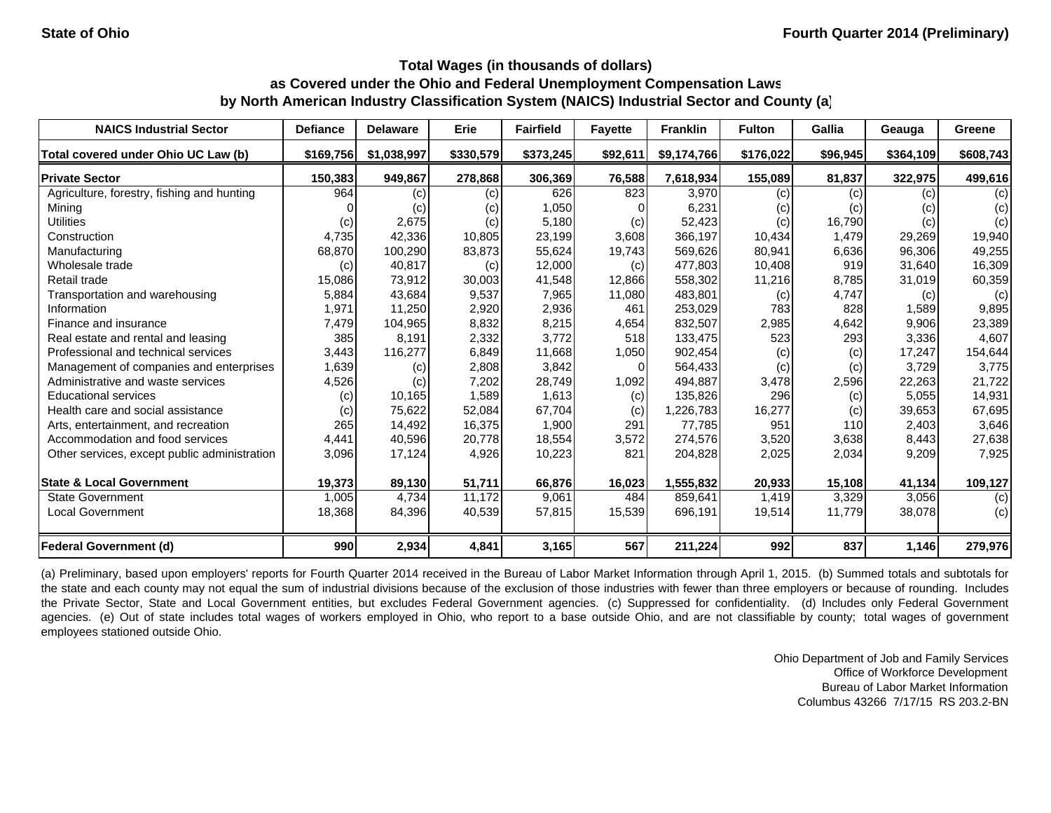State of Ohio — Fourth Quarter 2014 (Preliminary)

## Total Wages (in thousands of dollars) as Covered under the Ohio and Federal Unemployment Compensation Laws by North American Industry Classification System (NAICS) Industrial Sector and County (a)

| NAICS Industrial Sector | Defiance | Delaware | Erie | Fairfield | Fayette | Franklin | Fulton | Gallia | Geauga | Greene |
|---|---|---|---|---|---|---|---|---|---|---|
| **Total covered under Ohio UC Law (b)** | **$169,756** | **$1,038,997** | **$330,579** | **$373,245** | **$92,611** | **$9,174,766** | **$176,022** | **$96,945** | **$364,109** | **$608,743** |
| **Private Sector** | **150,383** | **949,867** | **278,868** | **306,369** | **76,588** | **7,618,934** | **155,089** | **81,837** | **322,975** | **499,616** |
| Agriculture, forestry, fishing and hunting | 964 | (c) | (c) | 626 | 823 | 3,970 | (c) | (c) | (c) | (c) |
| Mining | 0 | (c) | (c) | 1,050 | 0 | 6,231 | (c) | (c) | (c) | (c) |
| Utilities | (c) | 2,675 | (c) | 5,180 | (c) | 52,423 | (c) | 16,790 | (c) | (c) |
| Construction | 4,735 | 42,336 | 10,805 | 23,199 | 3,608 | 366,197 | 10,434 | 1,479 | 29,269 | 19,940 |
| Manufacturing | 68,870 | 100,290 | 83,873 | 55,624 | 19,743 | 569,626 | 80,941 | 6,636 | 96,306 | 49,255 |
| Wholesale trade | (c) | 40,817 | (c) | 12,000 | (c) | 477,803 | 10,408 | 919 | 31,640 | 16,309 |
| Retail trade | 15,086 | 73,912 | 30,003 | 41,548 | 12,866 | 558,302 | 11,216 | 8,785 | 31,019 | 60,359 |
| Transportation and warehousing | 5,884 | 43,684 | 9,537 | 7,965 | 11,080 | 483,801 | (c) | 4,747 | (c) | (c) |
| Information | 1,971 | 11,250 | 2,920 | 2,936 | 461 | 253,029 | 783 | 828 | 1,589 | 9,895 |
| Finance and insurance | 7,479 | 104,965 | 8,832 | 8,215 | 4,654 | 832,507 | 2,985 | 4,642 | 9,906 | 23,389 |
| Real estate and rental and leasing | 385 | 8,191 | 2,332 | 3,772 | 518 | 133,475 | 523 | 293 | 3,336 | 4,607 |
| Professional and technical services | 3,443 | 116,277 | 6,849 | 11,668 | 1,050 | 902,454 | (c) | (c) | 17,247 | 154,644 |
| Management of companies and enterprises | 1,639 | (c) | 2,808 | 3,842 | 0 | 564,433 | (c) | (c) | 3,729 | 3,775 |
| Administrative and waste services | 4,526 | (c) | 7,202 | 28,749 | 1,092 | 494,887 | 3,478 | 2,596 | 22,263 | 21,722 |
| Educational services | (c) | 10,165 | 1,589 | 1,613 | (c) | 135,826 | 296 | (c) | 5,055 | 14,931 |
| Health care and social assistance | (c) | 75,622 | 52,084 | 67,704 | (c) | 1,226,783 | 16,277 | (c) | 39,653 | 67,695 |
| Arts, entertainment, and recreation | 265 | 14,492 | 16,375 | 1,900 | 291 | 77,785 | 951 | 110 | 2,403 | 3,646 |
| Accommodation and food services | 4,441 | 40,596 | 20,778 | 18,554 | 3,572 | 274,576 | 3,520 | 3,638 | 8,443 | 27,638 |
| Other services, except public administration | 3,096 | 17,124 | 4,926 | 10,223 | 821 | 204,828 | 2,025 | 2,034 | 9,209 | 7,925 |
| **State & Local Government** | **19,373** | **89,130** | **51,711** | **66,876** | **16,023** | **1,555,832** | **20,933** | **15,108** | **41,134** | **109,127** |
| State Government | 1,005 | 4,734 | 11,172 | 9,061 | 484 | 859,641 | 1,419 | 3,329 | 3,056 | (c) |
| Local Government | 18,368 | 84,396 | 40,539 | 57,815 | 15,539 | 696,191 | 19,514 | 11,779 | 38,078 | (c) |
| **Federal Government (d)** | **990** | **2,934** | **4,841** | **3,165** | **567** | **211,224** | **992** | **837** | **1,146** | **279,976** |

(a) Preliminary, based upon employers' reports for Fourth Quarter 2014 received in the Bureau of Labor Market Information through April 1, 2015. (b) Summed totals and subtotals for the state and each county may not equal the sum of industrial divisions because of the exclusion of those industries with fewer than three employers or because of rounding. Includes the Private Sector, State and Local Government entities, but excludes Federal Government agencies. (c) Suppressed for confidentiality. (d) Includes only Federal Government agencies. (e) Out of state includes total wages of workers employed in Ohio, who report to a base outside Ohio, and are not classifiable by county; total wages of government employees stationed outside Ohio.

Ohio Department of Job and Family Services
Office of Workforce Development
Bureau of Labor Market Information
Columbus 43266 7/17/15 RS 203.2-BN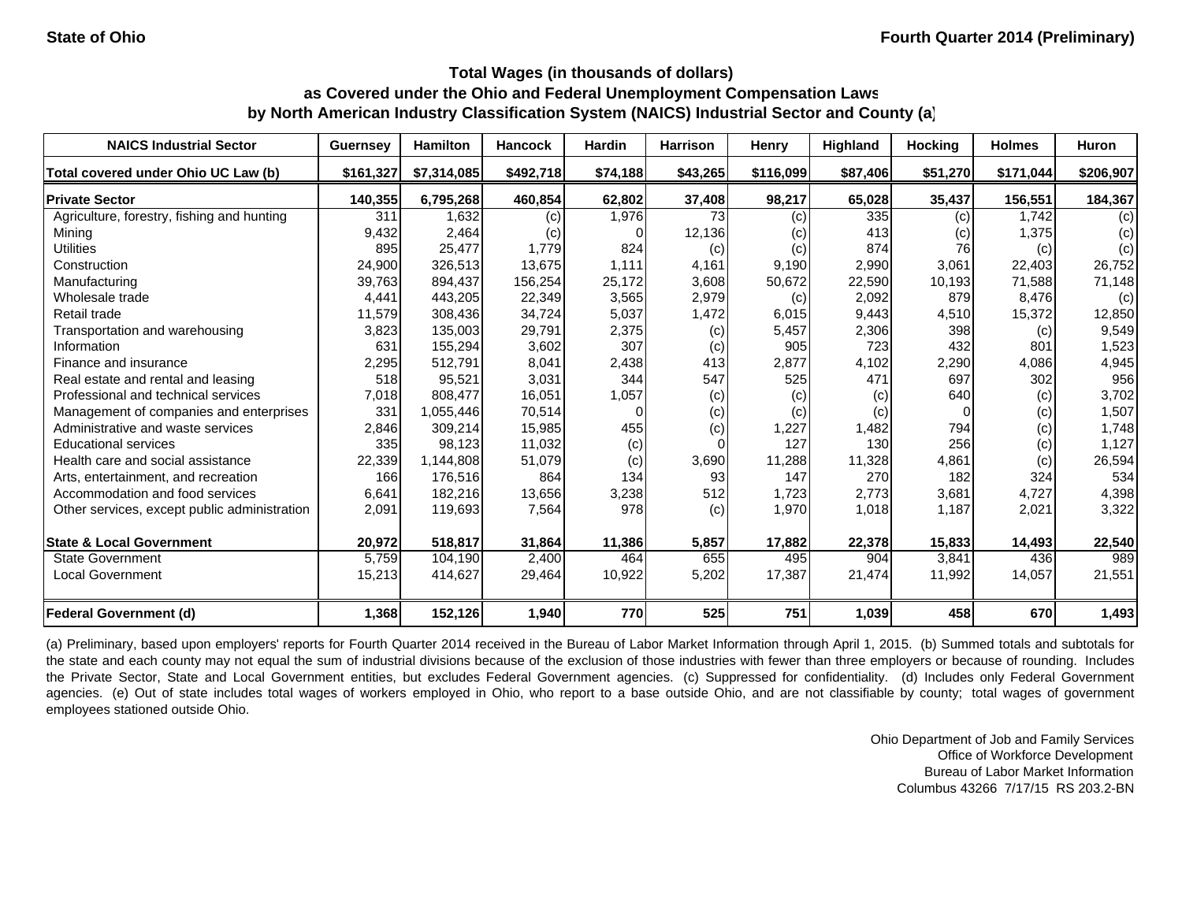State of Ohio | Fourth Quarter 2014 (Preliminary)

### Total Wages (in thousands of dollars)
### as Covered under the Ohio and Federal Unemployment Compensation Laws
### by North American Industry Classification System (NAICS) Industrial Sector and County (a)

| NAICS Industrial Sector | Guernsey | Hamilton | Hancock | Hardin | Harrison | Henry | Highland | Hocking | Holmes | Huron |
|---|---|---|---|---|---|---|---|---|---|---|
| Total covered under Ohio UC Law (b) | $161,327 | $7,314,085 | $492,718 | $74,188 | $43,265 | $116,099 | $87,406 | $51,270 | $171,044 | $206,907 |
| **Private Sector** | **140,355** | **6,795,268** | **460,854** | **62,802** | **37,408** | **98,217** | **65,028** | **35,437** | **156,551** | **184,367** |
| Agriculture, forestry, fishing and hunting | 311 | 1,632 | (c) | 1,976 | 73 | (c) | 335 | (c) | 1,742 | (c) |
| Mining | 9,432 | 2,464 | (c) | 0 | 12,136 | (c) | 413 | (c) | 1,375 | (c) |
| Utilities | 895 | 25,477 | 1,779 | 824 | (c) | (c) | 874 | 76 | (c) | (c) |
| Construction | 24,900 | 326,513 | 13,675 | 1,111 | 4,161 | 9,190 | 2,990 | 3,061 | 22,403 | 26,752 |
| Manufacturing | 39,763 | 894,437 | 156,254 | 25,172 | 3,608 | 50,672 | 22,590 | 10,193 | 71,588 | 71,148 |
| Wholesale trade | 4,441 | 443,205 | 22,349 | 3,565 | 2,979 | (c) | 2,092 | 879 | 8,476 | (c) |
| Retail trade | 11,579 | 308,436 | 34,724 | 5,037 | 1,472 | 6,015 | 9,443 | 4,510 | 15,372 | 12,850 |
| Transportation and warehousing | 3,823 | 135,003 | 29,791 | 2,375 | (c) | 5,457 | 2,306 | 398 | (c) | 9,549 |
| Information | 631 | 155,294 | 3,602 | 307 | (c) | 905 | 723 | 432 | 801 | 1,523 |
| Finance and insurance | 2,295 | 512,791 | 8,041 | 2,438 | 413 | 2,877 | 4,102 | 2,290 | 4,086 | 4,945 |
| Real estate and rental and leasing | 518 | 95,521 | 3,031 | 344 | 547 | 525 | 471 | 697 | 302 | 956 |
| Professional and technical services | 7,018 | 808,477 | 16,051 | 1,057 | (c) | (c) | (c) | 640 | (c) | 3,702 |
| Management of companies and enterprises | 331 | 1,055,446 | 70,514 | 0 | (c) | (c) | (c) | 0 | (c) | 1,507 |
| Administrative and waste services | 2,846 | 309,214 | 15,985 | 455 | (c) | 1,227 | 1,482 | 794 | (c) | 1,748 |
| Educational services | 335 | 98,123 | 11,032 | (c) | 0 | 127 | 130 | 256 | (c) | 1,127 |
| Health care and social assistance | 22,339 | 1,144,808 | 51,079 | (c) | 3,690 | 11,288 | 11,328 | 4,861 | (c) | 26,594 |
| Arts, entertainment, and recreation | 166 | 176,516 | 864 | 134 | 93 | 147 | 270 | 182 | 324 | 534 |
| Accommodation and food services | 6,641 | 182,216 | 13,656 | 3,238 | 512 | 1,723 | 2,773 | 3,681 | 4,727 | 4,398 |
| Other services, except public administration | 2,091 | 119,693 | 7,564 | 978 | (c) | 1,970 | 1,018 | 1,187 | 2,021 | 3,322 |
| **State & Local Government** | **20,972** | **518,817** | **31,864** | **11,386** | **5,857** | **17,882** | **22,378** | **15,833** | **14,493** | **22,540** |
| State Government | 5,759 | 104,190 | 2,400 | 464 | 655 | 495 | 904 | 3,841 | 436 | 989 |
| Local Government | 15,213 | 414,627 | 29,464 | 10,922 | 5,202 | 17,387 | 21,474 | 11,992 | 14,057 | 21,551 |
| **Federal Government (d)** | **1,368** | **152,126** | **1,940** | **770** | **525** | **751** | **1,039** | **458** | **670** | **1,493** |

(a) Preliminary, based upon employers' reports for Fourth Quarter 2014 received in the Bureau of Labor Market Information through April 1, 2015. (b) Summed totals and subtotals for the state and each county may not equal the sum of industrial divisions because of the exclusion of those industries with fewer than three employers or because of rounding. Includes the Private Sector, State and Local Government entities, but excludes Federal Government agencies. (c) Suppressed for confidentiality. (d) Includes only Federal Government agencies. (e) Out of state includes total wages of workers employed in Ohio, who report to a base outside Ohio, and are not classifiable by county; total wages of government employees stationed outside Ohio.

Ohio Department of Job and Family Services
Office of Workforce Development
Bureau of Labor Market Information
Columbus 43266 7/17/15 RS 203.2-BN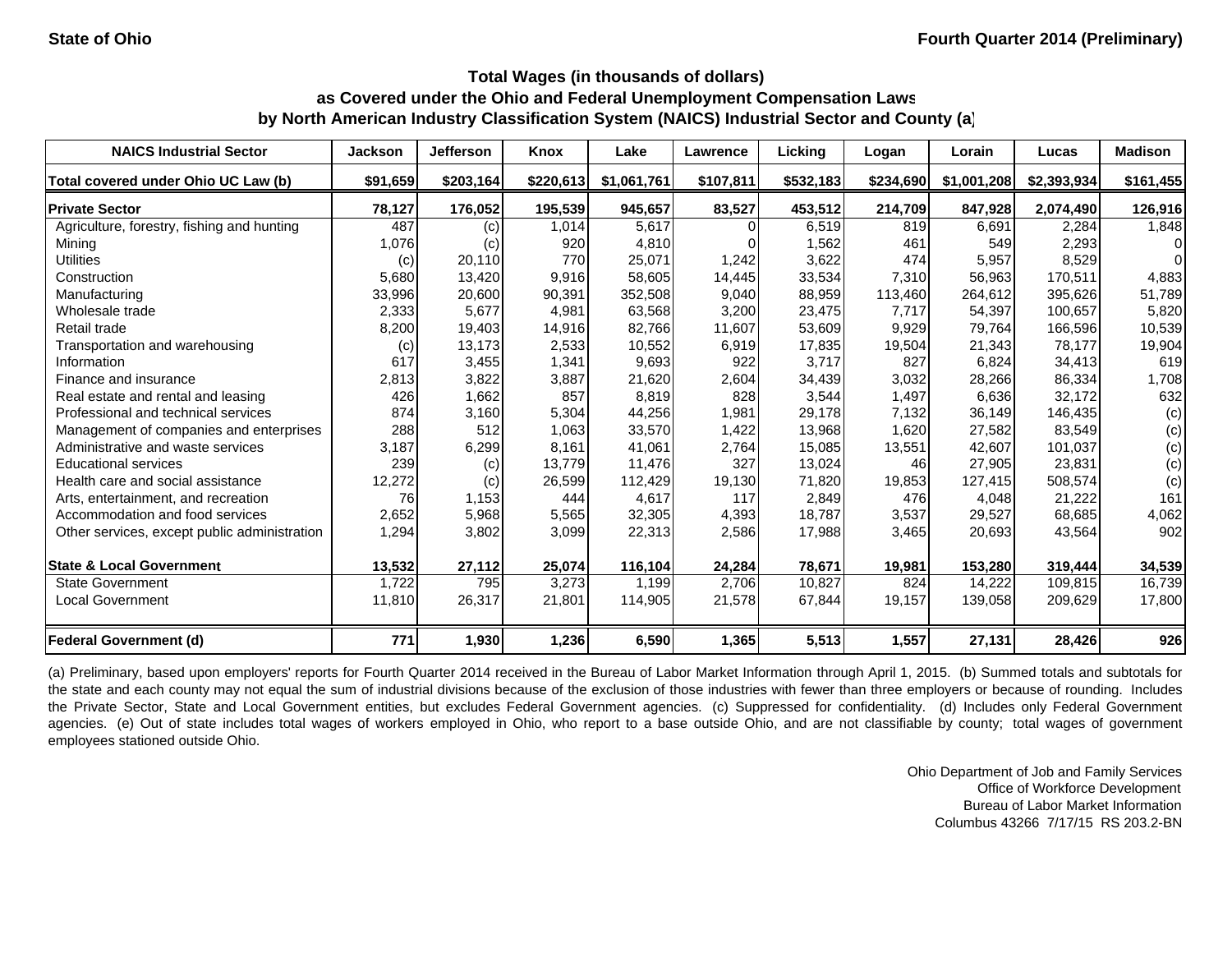State of Ohio

Fourth Quarter 2014 (Preliminary)

**Total Wages (in thousands of dollars)**
**as Covered under the Ohio and Federal Unemployment Compensation Laws**
**by North American Industry Classification System (NAICS) Industrial Sector and County (a)**

| NAICS Industrial Sector | Jackson | Jefferson | Knox | Lake | Lawrence | Licking | Logan | Lorain | Lucas | Madison |
|---|---|---|---|---|---|---|---|---|---|---|
| **Total covered under Ohio UC Law (b)** | **$91,659** | **$203,164** | **$220,613** | **$1,061,761** | **$107,811** | **$532,183** | **$234,690** | **$1,001,208** | **$2,393,934** | **$161,455** |
| **Private Sector** | **78,127** | **176,052** | **195,539** | **945,657** | **83,527** | **453,512** | **214,709** | **847,928** | **2,074,490** | **126,916** |
| Agriculture, forestry, fishing and hunting | 487 | (c) | 1,014 | 5,617 | 0 | 6,519 | 819 | 6,691 | 2,284 | 1,848 |
| Mining | 1,076 | (c) | 920 | 4,810 | 0 | 1,562 | 461 | 549 | 2,293 | 0 |
| Utilities | (c) | 20,110 | 770 | 25,071 | 1,242 | 3,622 | 474 | 5,957 | 8,529 | 0 |
| Construction | 5,680 | 13,420 | 9,916 | 58,605 | 14,445 | 33,534 | 7,310 | 56,963 | 170,511 | 4,883 |
| Manufacturing | 33,996 | 20,600 | 90,391 | 352,508 | 9,040 | 88,959 | 113,460 | 264,612 | 395,626 | 51,789 |
| Wholesale trade | 2,333 | 5,677 | 4,981 | 63,568 | 3,200 | 23,475 | 7,717 | 54,397 | 100,657 | 5,820 |
| Retail trade | 8,200 | 19,403 | 14,916 | 82,766 | 11,607 | 53,609 | 9,929 | 79,764 | 166,596 | 10,539 |
| Transportation and warehousing | (c) | 13,173 | 2,533 | 10,552 | 6,919 | 17,835 | 19,504 | 21,343 | 78,177 | 19,904 |
| Information | 617 | 3,455 | 1,341 | 9,693 | 922 | 3,717 | 827 | 6,824 | 34,413 | 619 |
| Finance and insurance | 2,813 | 3,822 | 3,887 | 21,620 | 2,604 | 34,439 | 3,032 | 28,266 | 86,334 | 1,708 |
| Real estate and rental and leasing | 426 | 1,662 | 857 | 8,819 | 828 | 3,544 | 1,497 | 6,636 | 32,172 | 632 |
| Professional and technical services | 874 | 3,160 | 5,304 | 44,256 | 1,981 | 29,178 | 7,132 | 36,149 | 146,435 | (c) |
| Management of companies and enterprises | 288 | 512 | 1,063 | 33,570 | 1,422 | 13,968 | 1,620 | 27,582 | 83,549 | (c) |
| Administrative and waste services | 3,187 | 6,299 | 8,161 | 41,061 | 2,764 | 15,085 | 13,551 | 42,607 | 101,037 | (c) |
| Educational services | 239 | (c) | 13,779 | 11,476 | 327 | 13,024 | 46 | 27,905 | 23,831 | (c) |
| Health care and social assistance | 12,272 | (c) | 26,599 | 112,429 | 19,130 | 71,820 | 19,853 | 127,415 | 508,574 | (c) |
| Arts, entertainment, and recreation | 76 | 1,153 | 444 | 4,617 | 117 | 2,849 | 476 | 4,048 | 21,222 | 161 |
| Accommodation and food services | 2,652 | 5,968 | 5,565 | 32,305 | 4,393 | 18,787 | 3,537 | 29,527 | 68,685 | 4,062 |
| Other services, except public administration | 1,294 | 3,802 | 3,099 | 22,313 | 2,586 | 17,988 | 3,465 | 20,693 | 43,564 | 902 |
| **State & Local Government** | **13,532** | **27,112** | **25,074** | **116,104** | **24,284** | **78,671** | **19,981** | **153,280** | **319,444** | **34,539** |
| State Government | 1,722 | 795 | 3,273 | 1,199 | 2,706 | 10,827 | 824 | 14,222 | 109,815 | 16,739 |
| Local Government | 11,810 | 26,317 | 21,801 | 114,905 | 21,578 | 67,844 | 19,157 | 139,058 | 209,629 | 17,800 |
| **Federal Government (d)** | **771** | **1,930** | **1,236** | **6,590** | **1,365** | **5,513** | **1,557** | **27,131** | **28,426** | **926** |

(a) Preliminary, based upon employers' reports for Fourth Quarter 2014 received in the Bureau of Labor Market Information through April 1, 2015. (b) Summed totals and subtotals for the state and each county may not equal the sum of industrial divisions because of the exclusion of those industries with fewer than three employers or because of rounding. Includes the Private Sector, State and Local Government entities, but excludes Federal Government agencies. (c) Suppressed for confidentiality. (d) Includes only Federal Government agencies. (e) Out of state includes total wages of workers employed in Ohio, who report to a base outside Ohio, and are not classifiable by county; total wages of government employees stationed outside Ohio.

Ohio Department of Job and Family Services
Office of Workforce Development
Bureau of Labor Market Information
Columbus 43266 7/17/15 RS 203.2-BN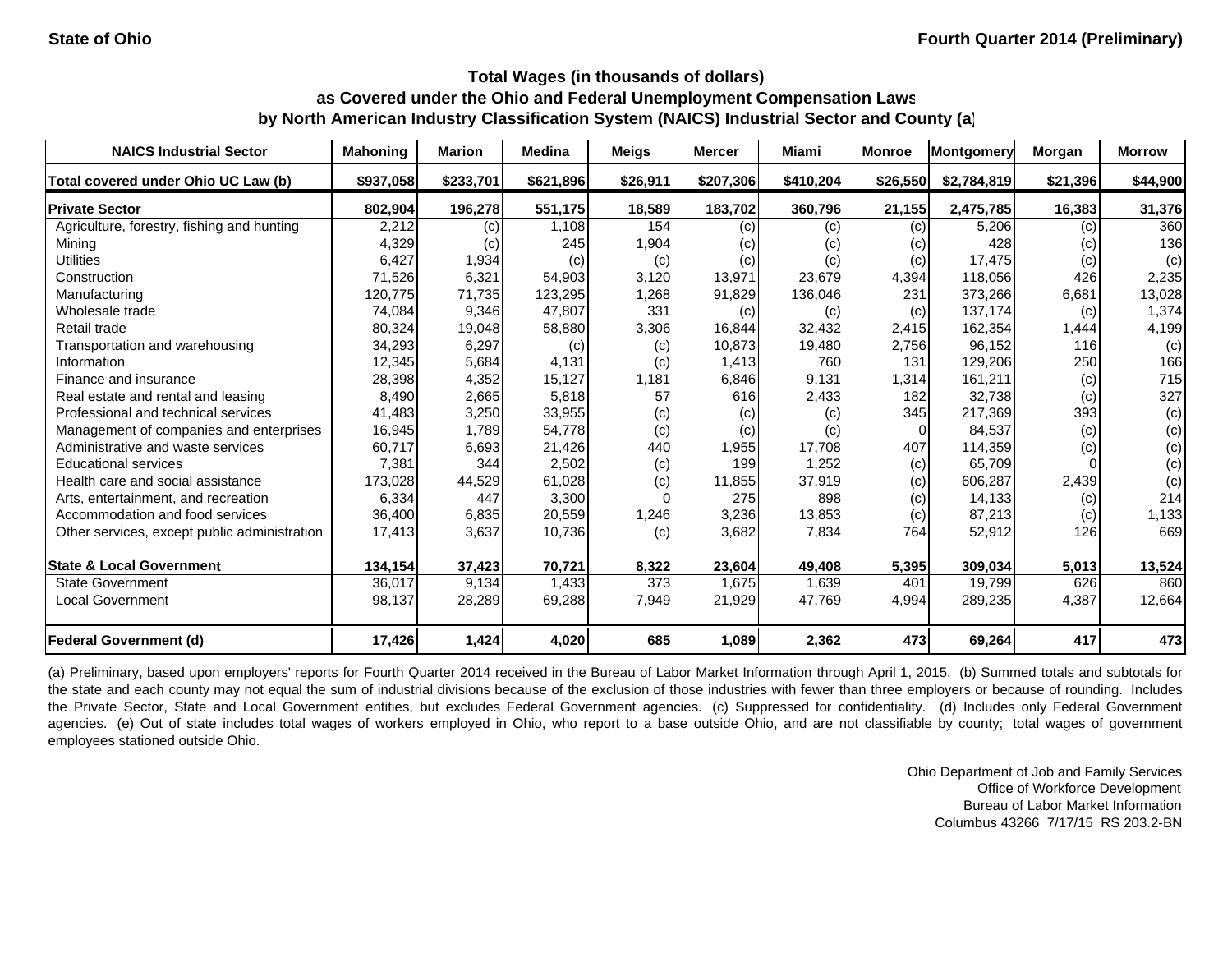State of Ohio

Fourth Quarter 2014 (Preliminary)

### Total Wages (in thousands of dollars)
### as Covered under the Ohio and Federal Unemployment Compensation Laws
### by North American Industry Classification System (NAICS) Industrial Sector and County (a)

| NAICS Industrial Sector | Mahoning | Marion | Medina | Meigs | Mercer | Miami | Monroe | Montgomery | Morgan | Morrow |
|---|---|---|---|---|---|---|---|---|---|---|
| **Total covered under Ohio UC Law (b)** | **$937,058** | **$233,701** | **$621,896** | **$26,911** | **$207,306** | **$410,204** | **$26,550** | **$2,784,819** | **$21,396** | **$44,900** |
| **Private Sector** | **802,904** | **196,278** | **551,175** | **18,589** | **183,702** | **360,796** | **21,155** | **2,475,785** | **16,383** | **31,376** |
| Agriculture, forestry, fishing and hunting | 2,212 | (c) | 1,108 | 154 | (c) | (c) | (c) | 5,206 | (c) | 360 |
| Mining | 4,329 | (c) | 245 | 1,904 | (c) | (c) | (c) | 428 | (c) | 136 |
| Utilities | 6,427 | 1,934 | (c) | (c) | (c) | (c) | (c) | 17,475 | (c) | (c) |
| Construction | 71,526 | 6,321 | 54,903 | 3,120 | 13,971 | 23,679 | 4,394 | 118,056 | 426 | 2,235 |
| Manufacturing | 120,775 | 71,735 | 123,295 | 1,268 | 91,829 | 136,046 | 231 | 373,266 | 6,681 | 13,028 |
| Wholesale trade | 74,084 | 9,346 | 47,807 | 331 | (c) | (c) | (c) | 137,174 | (c) | 1,374 |
| Retail trade | 80,324 | 19,048 | 58,880 | 3,306 | 16,844 | 32,432 | 2,415 | 162,354 | 1,444 | 4,199 |
| Transportation and warehousing | 34,293 | 6,297 | (c) | (c) | 10,873 | 19,480 | 2,756 | 96,152 | 116 | (c) |
| Information | 12,345 | 5,684 | 4,131 | (c) | 1,413 | 760 | 131 | 129,206 | 250 | 166 |
| Finance and insurance | 28,398 | 4,352 | 15,127 | 1,181 | 6,846 | 9,131 | 1,314 | 161,211 | (c) | 715 |
| Real estate and rental and leasing | 8,490 | 2,665 | 5,818 | 57 | 616 | 2,433 | 182 | 32,738 | (c) | 327 |
| Professional and technical services | 41,483 | 3,250 | 33,955 | (c) | (c) | (c) | 345 | 217,369 | 393 | (c) |
| Management of companies and enterprises | 16,945 | 1,789 | 54,778 | (c) | (c) | (c) | 0 | 84,537 | (c) | (c) |
| Administrative and waste services | 60,717 | 6,693 | 21,426 | 440 | 1,955 | 17,708 | 407 | 114,359 | (c) | (c) |
| Educational services | 7,381 | 344 | 2,502 | (c) | 199 | 1,252 | (c) | 65,709 | 0 | (c) |
| Health care and social assistance | 173,028 | 44,529 | 61,028 | (c) | 11,855 | 37,919 | (c) | 606,287 | 2,439 | (c) |
| Arts, entertainment, and recreation | 6,334 | 447 | 3,300 | 0 | 275 | 898 | (c) | 14,133 | (c) | 214 |
| Accommodation and food services | 36,400 | 6,835 | 20,559 | 1,246 | 3,236 | 13,853 | (c) | 87,213 | (c) | 1,133 |
| Other services, except public administration | 17,413 | 3,637 | 10,736 | (c) | 3,682 | 7,834 | 764 | 52,912 | 126 | 669 |
| **State & Local Government** | **134,154** | **37,423** | **70,721** | **8,322** | **23,604** | **49,408** | **5,395** | **309,034** | **5,013** | **13,524** |
| State Government | 36,017 | 9,134 | 1,433 | 373 | 1,675 | 1,639 | 401 | 19,799 | 626 | 860 |
| Local Government | 98,137 | 28,289 | 69,288 | 7,949 | 21,929 | 47,769 | 4,994 | 289,235 | 4,387 | 12,664 |
| **Federal Government (d)** | **17,426** | **1,424** | **4,020** | **685** | **1,089** | **2,362** | **473** | **69,264** | **417** | **473** |

(a) Preliminary, based upon employers' reports for Fourth Quarter 2014 received in the Bureau of Labor Market Information through April 1, 2015. (b) Summed totals and subtotals for the state and each county may not equal the sum of industrial divisions because of the exclusion of those industries with fewer than three employers or because of rounding. Includes the Private Sector, State and Local Government entities, but excludes Federal Government agencies. (c) Suppressed for confidentiality. (d) Includes only Federal Government agencies. (e) Out of state includes total wages of workers employed in Ohio, who report to a base outside Ohio, and are not classifiable by county; total wages of government employees stationed outside Ohio.

Ohio Department of Job and Family Services
Office of Workforce Development
Bureau of Labor Market Information
Columbus 43266 7/17/15 RS 203.2-BN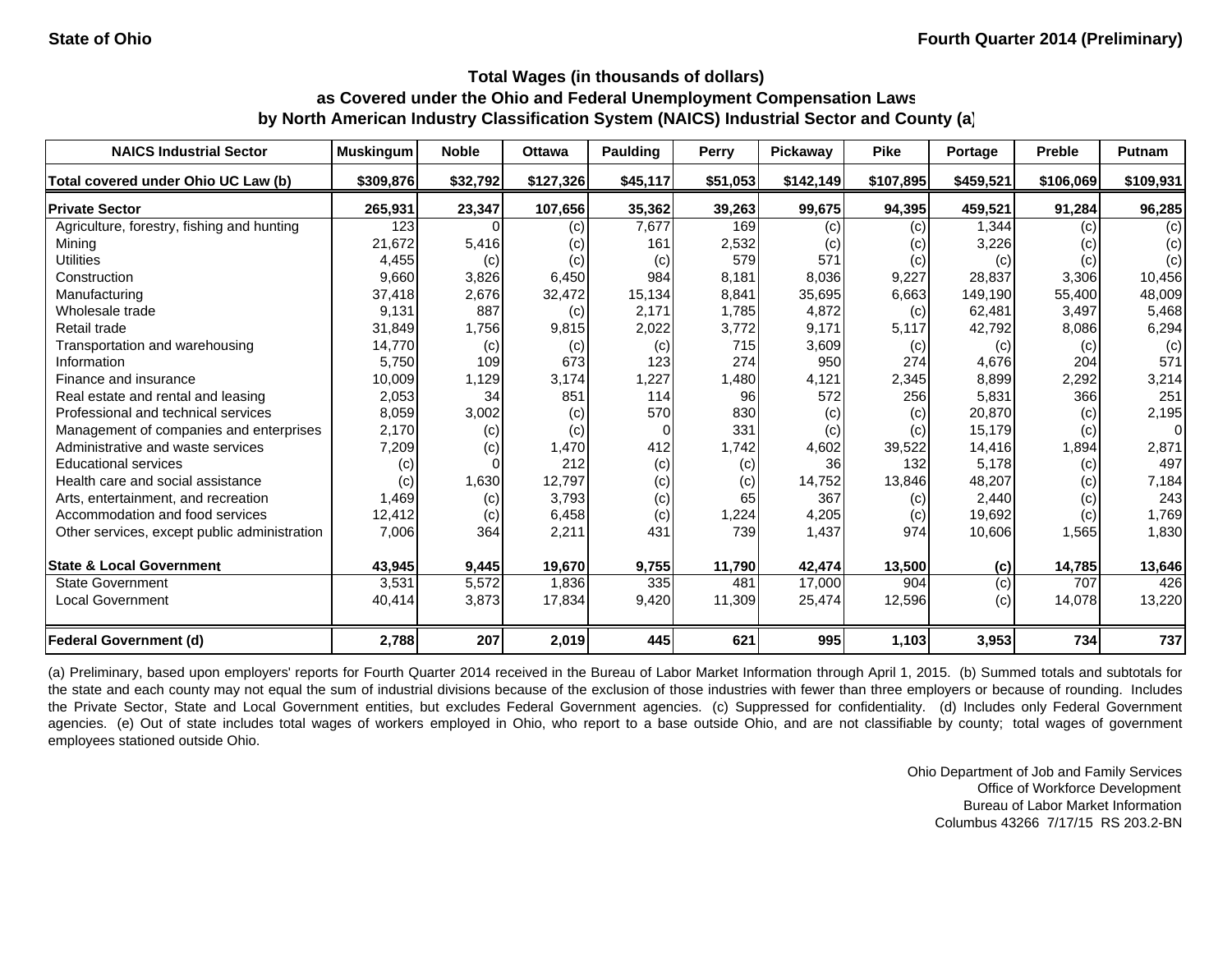State of Ohio

Fourth Quarter 2014 (Preliminary)

## Total Wages (in thousands of dollars) as Covered under the Ohio and Federal Unemployment Compensation Laws by North American Industry Classification System (NAICS) Industrial Sector and County (a)

| NAICS Industrial Sector | Muskingum | Noble | Ottawa | Paulding | Perry | Pickaway | Pike | Portage | Preble | Putnam |
|---|---|---|---|---|---|---|---|---|---|---|
| **Total covered under Ohio UC Law (b)** | **$309,876** | **$32,792** | **$127,326** | **$45,117** | **$51,053** | **$142,149** | **$107,895** | **$459,521** | **$106,069** | **$109,931** |
| **Private Sector** | **265,931** | **23,347** | **107,656** | **35,362** | **39,263** | **99,675** | **94,395** | **459,521** | **91,284** | **96,285** |
| Agriculture, forestry, fishing and hunting | 123 | 0 | (c) | 7,677 | 169 | (c) | (c) | 1,344 | (c) | (c) |
| Mining | 21,672 | 5,416 | (c) | 161 | 2,532 | (c) | (c) | 3,226 | (c) | (c) |
| Utilities | 4,455 | (c) | (c) | (c) | 579 | 571 | (c) | (c) | (c) | (c) |
| Construction | 9,660 | 3,826 | 6,450 | 984 | 8,181 | 8,036 | 9,227 | 28,837 | 3,306 | 10,456 |
| Manufacturing | 37,418 | 2,676 | 32,472 | 15,134 | 8,841 | 35,695 | 6,663 | 149,190 | 55,400 | 48,009 |
| Wholesale trade | 9,131 | 887 | (c) | 2,171 | 1,785 | 4,872 | (c) | 62,481 | 3,497 | 5,468 |
| Retail trade | 31,849 | 1,756 | 9,815 | 2,022 | 3,772 | 9,171 | 5,117 | 42,792 | 8,086 | 6,294 |
| Transportation and warehousing | 14,770 | (c) | (c) | (c) | 715 | 3,609 | (c) | (c) | (c) | (c) |
| Information | 5,750 | 109 | 673 | 123 | 274 | 950 | 274 | 4,676 | 204 | 571 |
| Finance and insurance | 10,009 | 1,129 | 3,174 | 1,227 | 1,480 | 4,121 | 2,345 | 8,899 | 2,292 | 3,214 |
| Real estate and rental and leasing | 2,053 | 34 | 851 | 114 | 96 | 572 | 256 | 5,831 | 366 | 251 |
| Professional and technical services | 8,059 | 3,002 | (c) | 570 | 830 | (c) | (c) | 20,870 | (c) | 2,195 |
| Management of companies and enterprises | 2,170 | (c) | (c) | 0 | 331 | (c) | (c) | 15,179 | (c) | 0 |
| Administrative and waste services | 7,209 | (c) | 1,470 | 412 | 1,742 | 4,602 | 39,522 | 14,416 | 1,894 | 2,871 |
| Educational services | (c) | 0 | 212 | (c) | (c) | 36 | 132 | 5,178 | (c) | 497 |
| Health care and social assistance | (c) | 1,630 | 12,797 | (c) | (c) | 14,752 | 13,846 | 48,207 | (c) | 7,184 |
| Arts, entertainment, and recreation | 1,469 | (c) | 3,793 | (c) | 65 | 367 | (c) | 2,440 | (c) | 243 |
| Accommodation and food services | 12,412 | (c) | 6,458 | (c) | 1,224 | 4,205 | (c) | 19,692 | (c) | 1,769 |
| Other services, except public administration | 7,006 | 364 | 2,211 | 431 | 739 | 1,437 | 974 | 10,606 | 1,565 | 1,830 |
| **State & Local Government** | **43,945** | **9,445** | **19,670** | **9,755** | **11,790** | **42,474** | **13,500** | **(c)** | **14,785** | **13,646** |
| State Government | 3,531 | 5,572 | 1,836 | 335 | 481 | 17,000 | 904 | (c) | 707 | 426 |
| Local Government | 40,414 | 3,873 | 17,834 | 9,420 | 11,309 | 25,474 | 12,596 | (c) | 14,078 | 13,220 |
| **Federal Government (d)** | **2,788** | **207** | **2,019** | **445** | **621** | **995** | **1,103** | **3,953** | **734** | **737** |

(a) Preliminary, based upon employers' reports for Fourth Quarter 2014 received in the Bureau of Labor Market Information through April 1, 2015. (b) Summed totals and subtotals for the state and each county may not equal the sum of industrial divisions because of the exclusion of those industries with fewer than three employers or because of rounding. Includes the Private Sector, State and Local Government entities, but excludes Federal Government agencies. (c) Suppressed for confidentiality. (d) Includes only Federal Government agencies. (e) Out of state includes total wages of workers employed in Ohio, who report to a base outside Ohio, and are not classifiable by county; total wages of government employees stationed outside Ohio.

Ohio Department of Job and Family Services
Office of Workforce Development
Bureau of Labor Market Information
Columbus 43266 7/17/15 RS 203.2-BN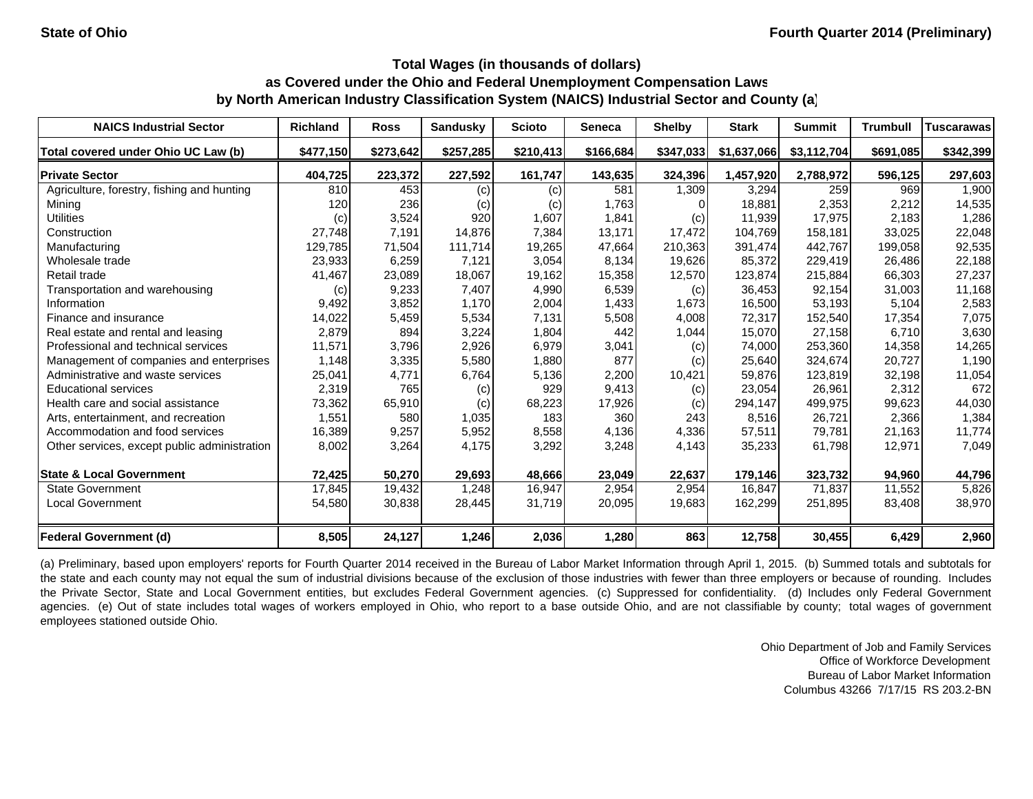State of Ohio

Fourth Quarter 2014 (Preliminary)

## Total Wages (in thousands of dollars)
## as Covered under the Ohio and Federal Unemployment Compensation Laws
## by North American Industry Classification System (NAICS) Industrial Sector and County (a)

| NAICS Industrial Sector | Richland | Ross | Sandusky | Scioto | Seneca | Shelby | Stark | Summit | Trumbull | Tuscarawas |
|---|---|---|---|---|---|---|---|---|---|---|
| **Total covered under Ohio UC Law (b)** | **$477,150** | **$273,642** | **$257,285** | **$210,413** | **$166,684** | **$347,033** | **$1,637,066** | **$3,112,704** | **$691,085** | **$342,399** |
| **Private Sector** | **404,725** | **223,372** | **227,592** | **161,747** | **143,635** | **324,396** | **1,457,920** | **2,788,972** | **596,125** | **297,603** |
| Agriculture, forestry, fishing and hunting | 810 | 453 | (c) | (c) | 581 | 1,309 | 3,294 | 259 | 969 | 1,900 |
| Mining | 120 | 236 | (c) | (c) | 1,763 | 0 | 18,881 | 2,353 | 2,212 | 14,535 |
| Utilities | (c) | 3,524 | 920 | 1,607 | 1,841 | (c) | 11,939 | 17,975 | 2,183 | 1,286 |
| Construction | 27,748 | 7,191 | 14,876 | 7,384 | 13,171 | 17,472 | 104,769 | 158,181 | 33,025 | 22,048 |
| Manufacturing | 129,785 | 71,504 | 111,714 | 19,265 | 47,664 | 210,363 | 391,474 | 442,767 | 199,058 | 92,535 |
| Wholesale trade | 23,933 | 6,259 | 7,121 | 3,054 | 8,134 | 19,626 | 85,372 | 229,419 | 26,486 | 22,188 |
| Retail trade | 41,467 | 23,089 | 18,067 | 19,162 | 15,358 | 12,570 | 123,874 | 215,884 | 66,303 | 27,237 |
| Transportation and warehousing | (c) | 9,233 | 7,407 | 4,990 | 6,539 | (c) | 36,453 | 92,154 | 31,003 | 11,168 |
| Information | 9,492 | 3,852 | 1,170 | 2,004 | 1,433 | 1,673 | 16,500 | 53,193 | 5,104 | 2,583 |
| Finance and insurance | 14,022 | 5,459 | 5,534 | 7,131 | 5,508 | 4,008 | 72,317 | 152,540 | 17,354 | 7,075 |
| Real estate and rental and leasing | 2,879 | 894 | 3,224 | 1,804 | 442 | 1,044 | 15,070 | 27,158 | 6,710 | 3,630 |
| Professional and technical services | 11,571 | 3,796 | 2,926 | 6,979 | 3,041 | (c) | 74,000 | 253,360 | 14,358 | 14,265 |
| Management of companies and enterprises | 1,148 | 3,335 | 5,580 | 1,880 | 877 | (c) | 25,640 | 324,674 | 20,727 | 1,190 |
| Administrative and waste services | 25,041 | 4,771 | 6,764 | 5,136 | 2,200 | 10,421 | 59,876 | 123,819 | 32,198 | 11,054 |
| Educational services | 2,319 | 765 | (c) | 929 | 9,413 | (c) | 23,054 | 26,961 | 2,312 | 672 |
| Health care and social assistance | 73,362 | 65,910 | (c) | 68,223 | 17,926 | (c) | 294,147 | 499,975 | 99,623 | 44,030 |
| Arts, entertainment, and recreation | 1,551 | 580 | 1,035 | 183 | 360 | 243 | 8,516 | 26,721 | 2,366 | 1,384 |
| Accommodation and food services | 16,389 | 9,257 | 5,952 | 8,558 | 4,136 | 4,336 | 57,511 | 79,781 | 21,163 | 11,774 |
| Other services, except public administration | 8,002 | 3,264 | 4,175 | 3,292 | 3,248 | 4,143 | 35,233 | 61,798 | 12,971 | 7,049 |
| **State & Local Government** | **72,425** | **50,270** | **29,693** | **48,666** | **23,049** | **22,637** | **179,146** | **323,732** | **94,960** | **44,796** |
| State Government | 17,845 | 19,432 | 1,248 | 16,947 | 2,954 | 2,954 | 16,847 | 71,837 | 11,552 | 5,826 |
| Local Government | 54,580 | 30,838 | 28,445 | 31,719 | 20,095 | 19,683 | 162,299 | 251,895 | 83,408 | 38,970 |
| **Federal Government (d)** | **8,505** | **24,127** | **1,246** | **2,036** | **1,280** | **863** | **12,758** | **30,455** | **6,429** | **2,960** |

(a) Preliminary, based upon employers' reports for Fourth Quarter 2014 received in the Bureau of Labor Market Information through April 1, 2015. (b) Summed totals and subtotals for the state and each county may not equal the sum of industrial divisions because of the exclusion of those industries with fewer than three employers or because of rounding. Includes the Private Sector, State and Local Government entities, but excludes Federal Government agencies. (c) Suppressed for confidentiality. (d) Includes only Federal Government agencies. (e) Out of state includes total wages of workers employed in Ohio, who report to a base outside Ohio, and are not classifiable by county; total wages of government employees stationed outside Ohio.

Ohio Department of Job and Family Services
Office of Workforce Development
Bureau of Labor Market Information
Columbus 43266 7/17/15 RS 203.2-BN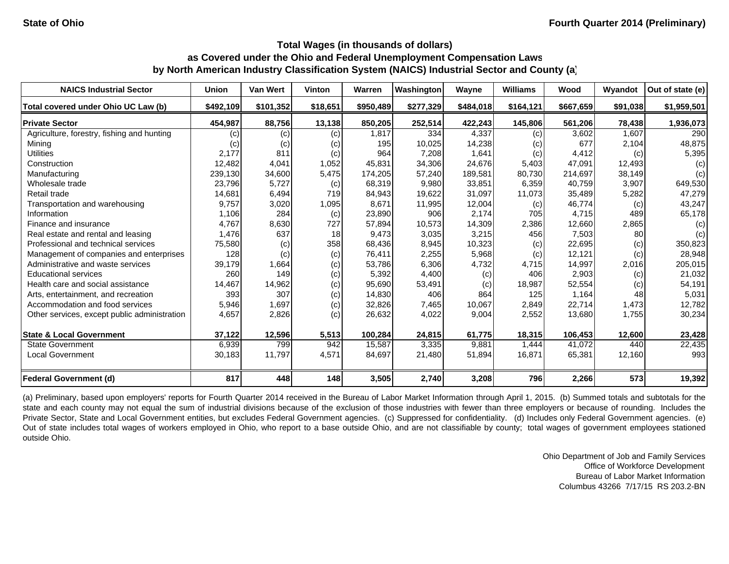State of Ohio

Fourth Quarter 2014 (Preliminary)

## Total Wages (in thousands of dollars) as Covered under the Ohio and Federal Unemployment Compensation Laws by North American Industry Classification System (NAICS) Industrial Sector and County (a)

| NAICS Industrial Sector | Union | Van Wert | Vinton | Warren | Washington | Wayne | Williams | Wood | Wyandot | Out of state (e) |
|---|---|---|---|---|---|---|---|---|---|---|
| **Total covered under Ohio UC Law (b)** | **$492,109** | **$101,352** | **$18,651** | **$950,489** | **$277,329** | **$484,018** | **$164,121** | **$667,659** | **$91,038** | **$1,959,501** |
| **Private Sector** | **454,987** | **88,756** | **13,138** | **850,205** | **252,514** | **422,243** | **145,806** | **561,206** | **78,438** | **1,936,073** |
| Agriculture, forestry, fishing and hunting | (c) | (c) | (c) | 1,817 | 334 | 4,337 | (c) | 3,602 | 1,607 | 290 |
| Mining | (c) | (c) | (c) | 195 | 10,025 | 14,238 | (c) | 677 | 2,104 | 48,875 |
| Utilities | 2,177 | 811 | (c) | 964 | 7,208 | 1,641 | (c) | 4,412 | (c) | 5,395 |
| Construction | 12,482 | 4,041 | 1,052 | 45,831 | 34,306 | 24,676 | 5,403 | 47,091 | 12,493 | (c) |
| Manufacturing | 239,130 | 34,600 | 5,475 | 174,205 | 57,240 | 189,581 | 80,730 | 214,697 | 38,149 | (c) |
| Wholesale trade | 23,796 | 5,727 | (c) | 68,319 | 9,980 | 33,851 | 6,359 | 40,759 | 3,907 | 649,530 |
| Retail trade | 14,681 | 6,494 | 719 | 84,943 | 19,622 | 31,097 | 11,073 | 35,489 | 5,282 | 47,279 |
| Transportation and warehousing | 9,757 | 3,020 | 1,095 | 8,671 | 11,995 | 12,004 | (c) | 46,774 | (c) | 43,247 |
| Information | 1,106 | 284 | (c) | 23,890 | 906 | 2,174 | 705 | 4,715 | 489 | 65,178 |
| Finance and insurance | 4,767 | 8,630 | 727 | 57,894 | 10,573 | 14,309 | 2,386 | 12,660 | 2,865 | (c) |
| Real estate and rental and leasing | 1,476 | 637 | 18 | 9,473 | 3,035 | 3,215 | 456 | 7,503 | 80 | (c) |
| Professional and technical services | 75,580 | (c) | 358 | 68,436 | 8,945 | 10,323 | (c) | 22,695 | (c) | 350,823 |
| Management of companies and enterprises | 128 | (c) | (c) | 76,411 | 2,255 | 5,968 | (c) | 12,121 | (c) | 28,948 |
| Administrative and waste services | 39,179 | 1,664 | (c) | 53,786 | 6,306 | 4,732 | 4,715 | 14,997 | 2,016 | 205,015 |
| Educational services | 260 | 149 | (c) | 5,392 | 4,400 | (c) | 406 | 2,903 | (c) | 21,032 |
| Health care and social assistance | 14,467 | 14,962 | (c) | 95,690 | 53,491 | (c) | 18,987 | 52,554 | (c) | 54,191 |
| Arts, entertainment, and recreation | 393 | 307 | (c) | 14,830 | 406 | 864 | 125 | 1,164 | 48 | 5,031 |
| Accommodation and food services | 5,946 | 1,697 | (c) | 32,826 | 7,465 | 10,067 | 2,849 | 22,714 | 1,473 | 12,782 |
| Other services, except public administration | 4,657 | 2,826 | (c) | 26,632 | 4,022 | 9,004 | 2,552 | 13,680 | 1,755 | 30,234 |
| **State & Local Government** | **37,122** | **12,596** | **5,513** | **100,284** | **24,815** | **61,775** | **18,315** | **106,453** | **12,600** | **23,428** |
| State Government | 6,939 | 799 | 942 | 15,587 | 3,335 | 9,881 | 1,444 | 41,072 | 440 | 22,435 |
| Local Government | 30,183 | 11,797 | 4,571 | 84,697 | 21,480 | 51,894 | 16,871 | 65,381 | 12,160 | 993 |
| **Federal Government (d)** | **817** | **448** | **148** | **3,505** | **2,740** | **3,208** | **796** | **2,266** | **573** | **19,392** |

(a) Preliminary, based upon employers' reports for Fourth Quarter 2014 received in the Bureau of Labor Market Information through April 1, 2015. (b) Summed totals and subtotals for the state and each county may not equal the sum of industrial divisions because of the exclusion of those industries with fewer than three employers or because of rounding. Includes the Private Sector, State and Local Government entities, but excludes Federal Government agencies. (c) Suppressed for confidentiality. (d) Includes only Federal Government agencies. (e) Out of state includes total wages of workers employed in Ohio, who report to a base outside Ohio, and are not classifiable by county; total wages of government employees stationed outside Ohio.

Ohio Department of Job and Family Services
Office of Workforce Development
Bureau of Labor Market Information
Columbus 43266 7/17/15 RS 203.2-BN